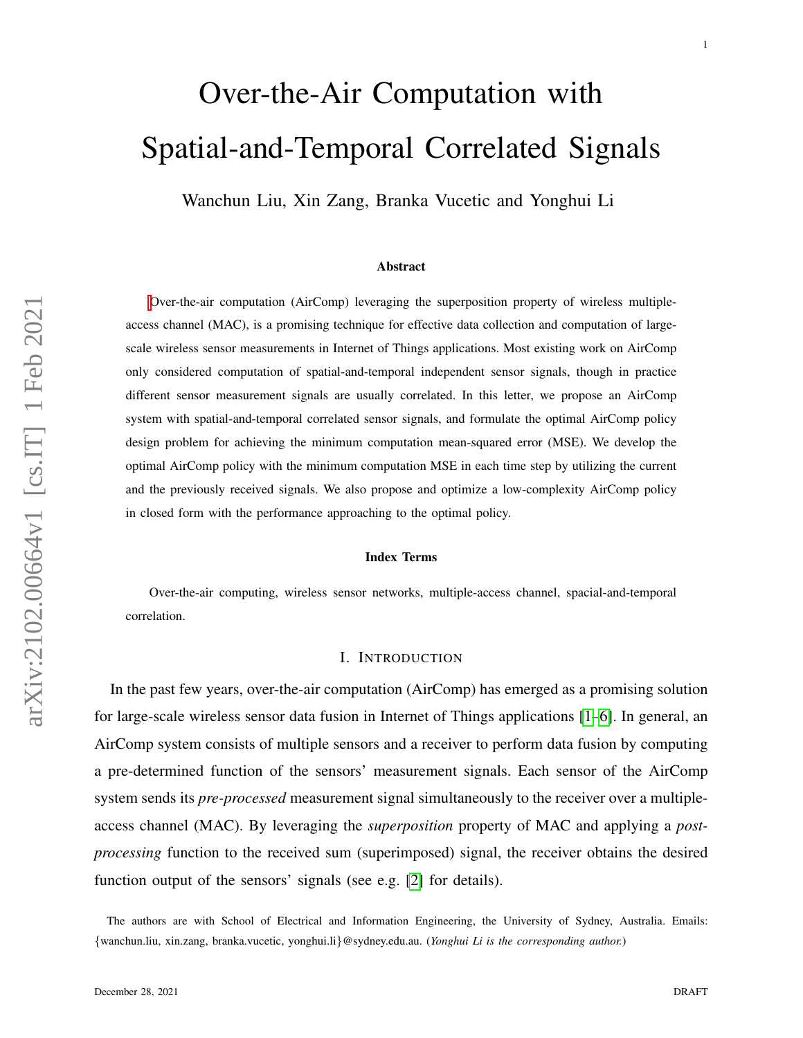# Over-the-Air Computation with Spatial-and-Temporal Correlated Signals

Wanchun Liu, Xin Zang, Branka Vucetic and Yonghui Li

### Abstract

Over-the-air computation (AirComp) leveraging the superposition property of wireless multiple-access channel (MAC), is a promising technique for effective data collection and computation of large-scale wireless sensor measurements in Internet of Things applications. Most existing work on AirComp only considered computation of spatial-and-temporal independent sensor signals, though in practice different sensor measurement signals are usually correlated. In this letter, we propose an AirComp system with spatial-and-temporal correlated sensor signals, and formulate the optimal AirComp policy design problem for achieving the minimum computation mean-squared error (MSE). We develop the optimal AirComp policy with the minimum computation MSE in each time step by utilizing the current and the previously received signals. We also propose and optimize a low-complexity AirComp policy in closed form with the performance approaching to the optimal policy.

### Index Terms

Over-the-air computing, wireless sensor networks, multiple-access channel, spacial-and-temporal correlation.

## I. Introduction

In the past few years, over-the-air computation (AirComp) has emerged as a promising solution for large-scale wireless sensor data fusion in Internet of Things applications [1–6]. In general, an AirComp system consists of multiple sensors and a receiver to perform data fusion by computing a pre-determined function of the sensors' measurement signals. Each sensor of the AirComp system sends its *pre-processed* measurement signal simultaneously to the receiver over a multiple-access channel (MAC). By leveraging the *superposition* property of MAC and applying a *post-processing* function to the received sum (superimposed) signal, the receiver obtains the desired function output of the sensors' signals (see e.g. [2] for details).

The authors are with School of Electrical and Information Engineering, the University of Sydney, Australia. Emails: {wanchun.liu, xin.zang, branka.vucetic, yonghui.li}@sydney.edu.au. (*Yonghui Li is the corresponding author.*)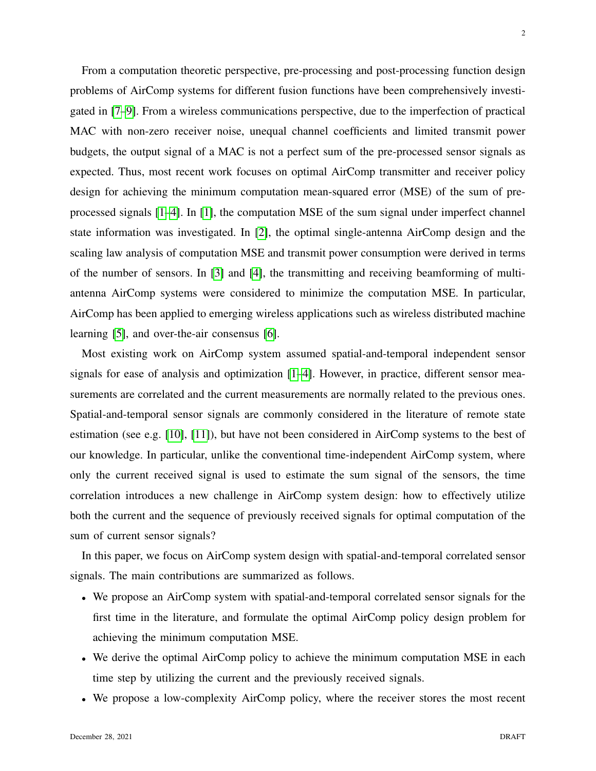From a computation theoretic perspective, pre-processing and post-processing function design problems of AirComp systems for different fusion functions have been comprehensively investigated in [7–9]. From a wireless communications perspective, due to the imperfection of practical MAC with non-zero receiver noise, unequal channel coefficients and limited transmit power budgets, the output signal of a MAC is not a perfect sum of the pre-processed sensor signals as expected. Thus, most recent work focuses on optimal AirComp transmitter and receiver policy design for achieving the minimum computation mean-squared error (MSE) of the sum of pre-processed signals [1–4]. In [1], the computation MSE of the sum signal under imperfect channel state information was investigated. In [2], the optimal single-antenna AirComp design and the scaling law analysis of computation MSE and transmit power consumption were derived in terms of the number of sensors. In [3] and [4], the transmitting and receiving beamforming of multi-antenna AirComp systems were considered to minimize the computation MSE. In particular, AirComp has been applied to emerging wireless applications such as wireless distributed machine learning [5], and over-the-air consensus [6].

Most existing work on AirComp system assumed spatial-and-temporal independent sensor signals for ease of analysis and optimization [1–4]. However, in practice, different sensor measurements are correlated and the current measurements are normally related to the previous ones. Spatial-and-temporal sensor signals are commonly considered in the literature of remote state estimation (see e.g. [10], [11]), but have not been considered in AirComp systems to the best of our knowledge. In particular, unlike the conventional time-independent AirComp system, where only the current received signal is used to estimate the sum signal of the sensors, the time correlation introduces a new challenge in AirComp system design: how to effectively utilize both the current and the sequence of previously received signals for optimal computation of the sum of current sensor signals?

In this paper, we focus on AirComp system design with spatial-and-temporal correlated sensor signals. The main contributions are summarized as follows.

- We propose an AirComp system with spatial-and-temporal correlated sensor signals for the first time in the literature, and formulate the optimal AirComp policy design problem for achieving the minimum computation MSE.
- We derive the optimal AirComp policy to achieve the minimum computation MSE in each time step by utilizing the current and the previously received signals.
- We propose a low-complexity AirComp policy, where the receiver stores the most recent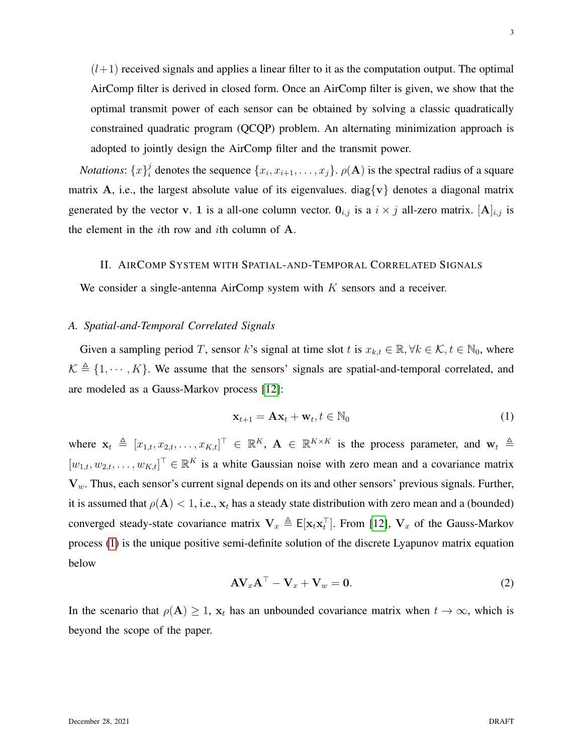$(l+1)$ received signals and applies a linear filter to it as the computation output. The optimal AirComp filter is derived in closed form. Once an AirComp filter is given, we show that the optimal transmit power of each sensor can be obtained by solving a classic quadratically constrained quadratic program (QCQP) problem. An alternating minimization approach is adopted to jointly design the AirComp filter and the transmit power.

*Notations*: $\{x\}_i^j$ denotes the sequence $\{x_i, x_{i+1}, \ldots, x_j\}$. $\rho(\mathbf{A})$ is the spectral radius of a square matrix $\mathbf{A}$, i.e., the largest absolute value of its eigenvalues. $\mathsf{diag}\{\mathbf{v}\}$ denotes a diagonal matrix generated by the vector $\mathbf{v}$. $\mathbf{1}$ is a all-one column vector. $\mathbf{0}_{i,j}$ is a $i \times j$ all-zero matrix. $[\mathbf{A}]_{i,j}$ is the element in the $i$th row and $i$th column of $\mathbf{A}$.

## II. AirComp System with Spatial-and-Temporal Correlated Signals

We consider a single-antenna AirComp system with $K$ sensors and a receiver.

### A. Spatial-and-Temporal Correlated Signals

Given a sampling period $T$, sensor $k$'s signal at time slot $t$ is $x_{k,t} \in \mathbb{R}, \forall k \in \mathcal{K}, t \in \mathbb{N}_0$, where $\mathcal{K} \triangleq \{1, \cdots, K\}$. We assume that the sensors' signals are spatial-and-temporal correlated, and are modeled as a Gauss-Markov process [12]:

$$\mathbf{x}_{t+1} = \mathbf{A}\mathbf{x}_t + \mathbf{w}_t, t \in \mathbb{N}_0 \tag{1}$$

where $\mathbf{x}_t \triangleq [x_{1,t}, x_{2,t}, \ldots, x_{K,t}]^\top \in \mathbb{R}^K$, $\mathbf{A} \in \mathbb{R}^{K \times K}$ is the process parameter, and $\mathbf{w}_t \triangleq [w_{1,t}, w_{2,t}, \ldots, w_{K,t}]^\top \in \mathbb{R}^K$ is a white Gaussian noise with zero mean and a covariance matrix $\mathbf{V}_w$. Thus, each sensor's current signal depends on its and other sensors' previous signals. Further, it is assumed that $\rho(\mathbf{A}) < 1$, i.e., $\mathbf{x}_t$ has a steady state distribution with zero mean and a (bounded) converged steady-state covariance matrix $\mathbf{V}_x \triangleq \mathsf{E}[\mathbf{x}_t\mathbf{x}_t^\top]$. From [12], $\mathbf{V}_x$ of the Gauss-Markov process (1) is the unique positive semi-definite solution of the discrete Lyapunov matrix equation below

$$\mathbf{A}\mathbf{V}_x\mathbf{A}^\top - \mathbf{V}_x + \mathbf{V}_w = \mathbf{0}. \tag{2}$$

In the scenario that $\rho(\mathbf{A}) \geq 1$, $\mathbf{x}_t$ has an unbounded covariance matrix when $t \to \infty$, which is beyond the scope of the paper.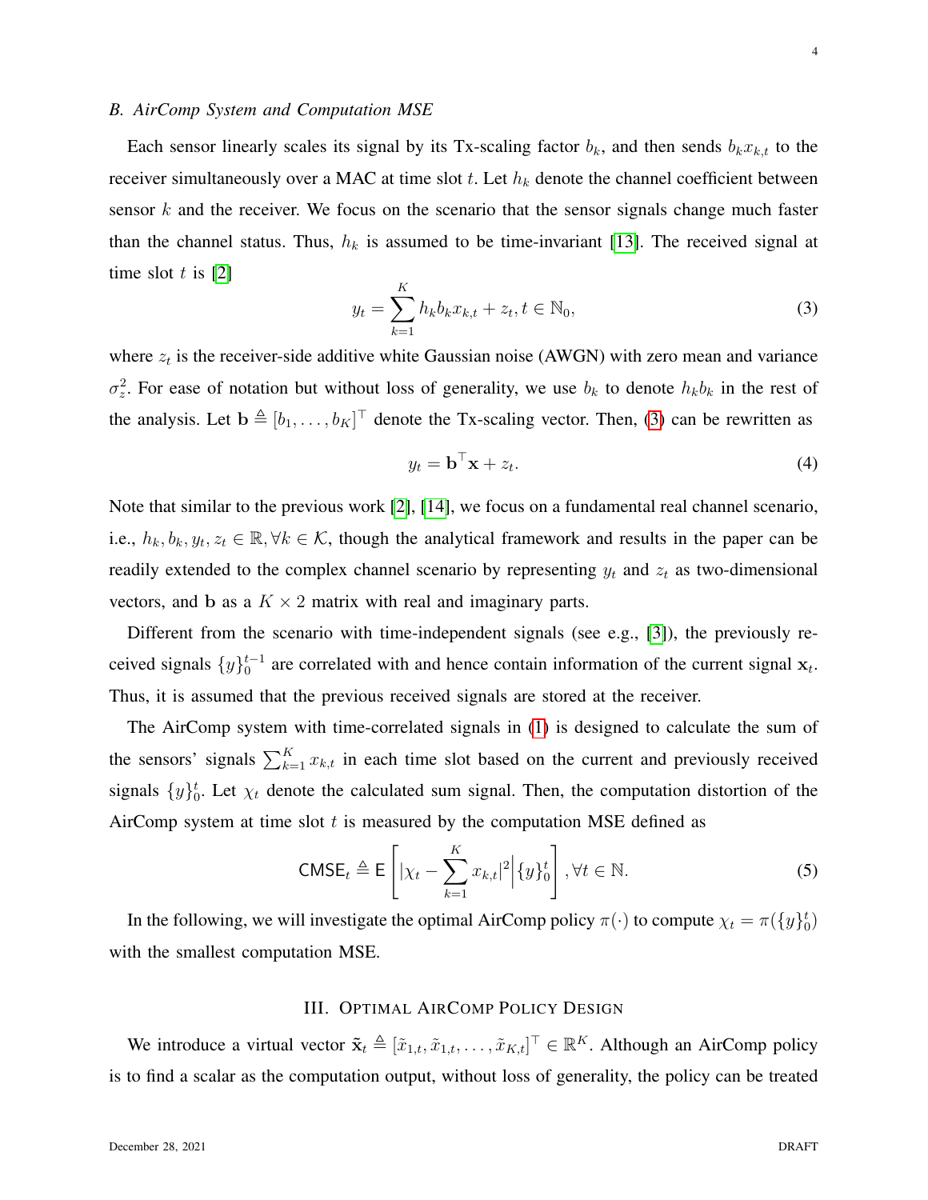### B. AirComp System and Computation MSE

Each sensor linearly scales its signal by its Tx-scaling factor $b_k$, and then sends $b_k x_{k,t}$ to the receiver simultaneously over a MAC at time slot $t$. Let $h_k$ denote the channel coefficient between sensor $k$ and the receiver. We focus on the scenario that the sensor signals change much faster than the channel status. Thus, $h_k$ is assumed to be time-invariant [13]. The received signal at time slot $t$ is [2]

$$y_t = \sum_{k=1}^{K} h_k b_k x_{k,t} + z_t, t \in \mathbb{N}_0, \tag{3}$$

where $z_t$ is the receiver-side additive white Gaussian noise (AWGN) with zero mean and variance $\sigma_z^2$. For ease of notation but without loss of generality, we use $b_k$ to denote $h_k b_k$ in the rest of the analysis. Let $\mathbf{b} \triangleq [b_1, \ldots, b_K]^\top$ denote the Tx-scaling vector. Then, (3) can be rewritten as

$$y_t = \mathbf{b}^\top \mathbf{x} + z_t. \tag{4}$$

Note that similar to the previous work [2], [14], we focus on a fundamental real channel scenario, i.e., $h_k, b_k, y_t, z_t \in \mathbb{R}, \forall k \in \mathcal{K}$, though the analytical framework and results in the paper can be readily extended to the complex channel scenario by representing $y_t$ and $z_t$ as two-dimensional vectors, and $\mathbf{b}$ as a $K \times 2$ matrix with real and imaginary parts.

Different from the scenario with time-independent signals (see e.g., [3]), the previously received signals $\{y\}_0^{t-1}$ are correlated with and hence contain information of the current signal $\mathbf{x}_t$. Thus, it is assumed that the previous received signals are stored at the receiver.

The AirComp system with time-correlated signals in (1) is designed to calculate the sum of the sensors' signals $\sum_{k=1}^{K} x_{k,t}$ in each time slot based on the current and previously received signals $\{y\}_0^t$. Let $\chi_t$ denote the calculated sum signal. Then, the computation distortion of the AirComp system at time slot $t$ is measured by the computation MSE defined as

$$\mathsf{CMSE}_t \triangleq \mathsf{E}\left[ |\chi_t - \sum_{k=1}^{K} x_{k,t}|^2 \Big| \{y\}_0^t \right], \forall t \in \mathbb{N}. \tag{5}$$

In the following, we will investigate the optimal AirComp policy $\pi(\cdot)$ to compute $\chi_t = \pi(\{y\}_0^t)$ with the smallest computation MSE.

## III. Optimal AirComp Policy Design

We introduce a virtual vector $\tilde{\mathbf{x}}_t \triangleq [\tilde{x}_{1,t}, \tilde{x}_{1,t}, \ldots, \tilde{x}_{K,t}]^\top \in \mathbb{R}^K$. Although an AirComp policy is to find a scalar as the computation output, without loss of generality, the policy can be treated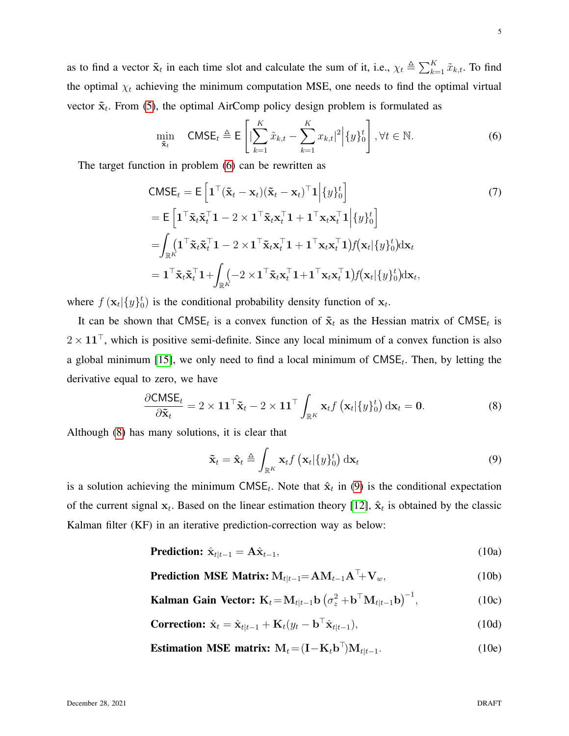as to find a vector $\tilde{\mathbf{x}}_t$ in each time slot and calculate the sum of it, i.e., $\chi_t \triangleq \sum_{k=1}^{K} \tilde{x}_{k,t}$. To find the optimal $\chi_t$ achieving the minimum computation MSE, one needs to find the optimal virtual vector $\tilde{\mathbf{x}}_t$. From (5), the optimal AirComp policy design problem is formulated as

$$\min_{\tilde{\mathbf{x}}_t} \quad \mathsf{CMSE}_t \triangleq \mathsf{E}\left[ |\sum_{k=1}^{K} \tilde{x}_{k,t} - \sum_{k=1}^{K} x_{k,t}|^2 \Big| \{y\}_0^t \right], \forall t \in \mathbb{N}. \tag{6}$$

The target function in problem (6) can be rewritten as

$$\begin{aligned}
\mathsf{CMSE}_t &= \mathsf{E}\left[\mathbf{1}^\top (\tilde{\mathbf{x}}_t - \mathbf{x}_t)(\tilde{\mathbf{x}}_t - \mathbf{x}_t)^\top \mathbf{1} \Big| \{y\}_0^t \right] \\
&= \mathsf{E}\left[\mathbf{1}^\top \tilde{\mathbf{x}}_t \tilde{\mathbf{x}}_t^\top \mathbf{1} - 2 \times \mathbf{1}^\top \tilde{\mathbf{x}}_t \mathbf{x}_t^\top \mathbf{1} + \mathbf{1}^\top \mathbf{x}_t \mathbf{x}_t^\top \mathbf{1} \Big| \{y\}_0^t \right] \\
&= \int_{\mathbb{R}^K} (\mathbf{1}^\top \tilde{\mathbf{x}}_t \tilde{\mathbf{x}}_t^\top \mathbf{1} - 2 \times \mathbf{1}^\top \tilde{\mathbf{x}}_t \mathbf{x}_t^\top \mathbf{1} + \mathbf{1}^\top \mathbf{x}_t \mathbf{x}_t^\top \mathbf{1}) f(\mathbf{x}_t | \{y\}_0^t) \mathrm{d}\mathbf{x}_t \\
&= \mathbf{1}^\top \tilde{\mathbf{x}}_t \tilde{\mathbf{x}}_t^\top \mathbf{1} + \int_{\mathbb{R}^K} (-2 \times \mathbf{1}^\top \tilde{\mathbf{x}}_t \mathbf{x}_t^\top \mathbf{1} + \mathbf{1}^\top \mathbf{x}_t \mathbf{x}_t^\top \mathbf{1}) f(\mathbf{x}_t | \{y\}_0^t) \mathrm{d}\mathbf{x}_t,
\end{aligned} \tag{7}$$

where $f(\mathbf{x}_t | \{y\}_0^t)$ is the conditional probability density function of $\mathbf{x}_t$.

It can be shown that $\mathsf{CMSE}_t$ is a convex function of $\tilde{\mathbf{x}}_t$ as the Hessian matrix of $\mathsf{CMSE}_t$ is $2 \times \mathbf{1}\mathbf{1}^\top$, which is positive semi-definite. Since any local minimum of a convex function is also a global minimum [15], we only need to find a local minimum of $\mathsf{CMSE}_t$. Then, by letting the derivative equal to zero, we have

$$\frac{\partial \mathsf{CMSE}_t}{\partial \tilde{\mathbf{x}}_t} = 2 \times \mathbf{1}\mathbf{1}^\top \tilde{\mathbf{x}}_t - 2 \times \mathbf{1}\mathbf{1}^\top \int_{\mathbb{R}^K} \mathbf{x}_t f\left(\mathbf{x}_t | \{y\}_0^t\right) \mathrm{d}\mathbf{x}_t = \mathbf{0}. \tag{8}$$

Although (8) has many solutions, it is clear that

$$\tilde{\mathbf{x}}_t = \hat{\mathbf{x}}_t \triangleq \int_{\mathbb{R}^K} \mathbf{x}_t f\left(\mathbf{x}_t | \{y\}_0^t\right) \mathrm{d}\mathbf{x}_t \tag{9}$$

is a solution achieving the minimum $\mathsf{CMSE}_t$. Note that $\hat{\mathbf{x}}_t$ in (9) is the conditional expectation of the current signal $\mathbf{x}_t$. Based on the linear estimation theory [12], $\hat{\mathbf{x}}_t$ is obtained by the classic Kalman filter (KF) in an iterative prediction-correction way as below:

$$\textbf{Prediction: } \hat{\mathbf{x}}_{t|t-1} = \mathbf{A}\hat{\mathbf{x}}_{t-1}, \tag{10a}$$

$$\textbf{Prediction MSE Matrix: } \mathbf{M}_{t|t-1} = \mathbf{A}\mathbf{M}_{t-1}\mathbf{A}^\top + \mathbf{V}_w, \tag{10b}$$

$$\textbf{Kalman Gain Vector: } \mathbf{K}_t = \mathbf{M}_{t|t-1}\mathbf{b}\left(\sigma_z^2 + \mathbf{b}^\top \mathbf{M}_{t|t-1}\mathbf{b}\right)^{-1}, \tag{10c}$$

$$\textbf{Correction: } \hat{\mathbf{x}}_t = \hat{\mathbf{x}}_{t|t-1} + \mathbf{K}_t(y_t - \mathbf{b}^\top \hat{\mathbf{x}}_{t|t-1}), \tag{10d}$$

$$\textbf{Estimation MSE matrix: } \mathbf{M}_t = (\mathbf{I} - \mathbf{K}_t \mathbf{b}^\top)\mathbf{M}_{t|t-1}. \tag{10e}$$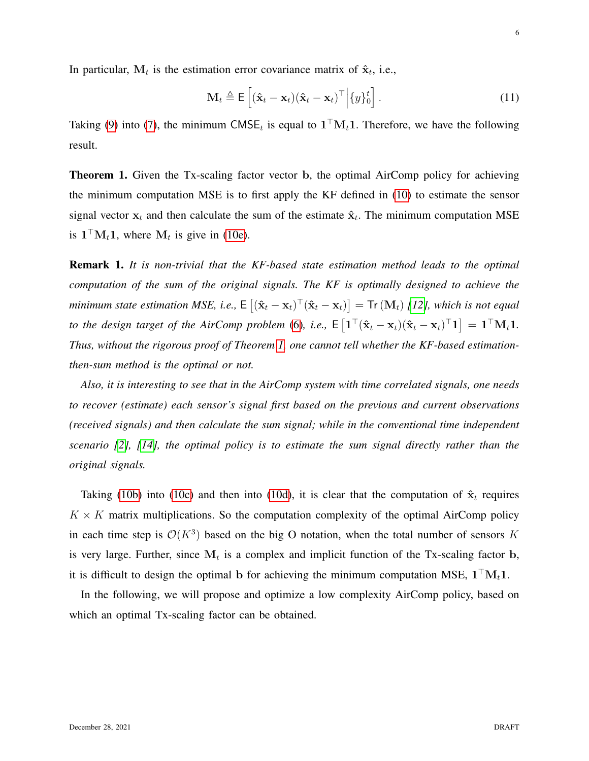In particular, $\mathbf{M}_t$ is the estimation error covariance matrix of $\hat{\mathbf{x}}_t$, i.e.,

$$\mathbf{M}_t \triangleq \mathsf{E}\left[(\hat{\mathbf{x}}_t - \mathbf{x}_t)(\hat{\mathbf{x}}_t - \mathbf{x}_t)^\top \middle| \{y\}_0^t\right]. \tag{11}$$

Taking (9) into (7), the minimum $\mathsf{CMSE}_t$ is equal to $\mathbf{1}^\top \mathbf{M}_t \mathbf{1}$. Therefore, we have the following result.

**Theorem 1.** Given the Tx-scaling factor vector $\mathbf{b}$, the optimal AirComp policy for achieving the minimum computation MSE is to first apply the KF defined in (10) to estimate the sensor signal vector $\mathbf{x}_t$ and then calculate the sum of the estimate $\hat{\mathbf{x}}_t$. The minimum computation MSE is $\mathbf{1}^\top \mathbf{M}_t \mathbf{1}$, where $\mathbf{M}_t$ is give in (10e).

**Remark 1.** *It is non-trivial that the KF-based state estimation method leads to the optimal computation of the sum of the original signals. The KF is optimally designed to achieve the minimum state estimation MSE, i.e.,* $\mathsf{E}\left[(\hat{\mathbf{x}}_t - \mathbf{x}_t)^\top (\hat{\mathbf{x}}_t - \mathbf{x}_t)\right] = \mathsf{Tr}\left(\mathbf{M}_t\right)$ *[12], which is not equal to the design target of the AirComp problem (6), i.e.,* $\mathsf{E}\left[\mathbf{1}^\top (\hat{\mathbf{x}}_t - \mathbf{x}_t)(\hat{\mathbf{x}}_t - \mathbf{x}_t)^\top \mathbf{1}\right] = \mathbf{1}^\top \mathbf{M}_t \mathbf{1}$. *Thus, without the rigorous proof of Theorem 1, one cannot tell whether the KF-based estimation-then-sum method is the optimal or not.*

*Also, it is interesting to see that in the AirComp system with time correlated signals, one needs to recover (estimate) each sensor's signal first based on the previous and current observations (received signals) and then calculate the sum signal; while in the conventional time independent scenario [2], [14], the optimal policy is to estimate the sum signal directly rather than the original signals.*

Taking (10b) into (10c) and then into (10d), it is clear that the computation of $\hat{\mathbf{x}}_t$ requires $K \times K$ matrix multiplications. So the computation complexity of the optimal AirComp policy in each time step is $\mathcal{O}(K^3)$ based on the big O notation, when the total number of sensors $K$ is very large. Further, since $\mathbf{M}_t$ is a complex and implicit function of the Tx-scaling factor $\mathbf{b}$, it is difficult to design the optimal $\mathbf{b}$ for achieving the minimum computation MSE, $\mathbf{1}^\top \mathbf{M}_t \mathbf{1}$.

In the following, we will propose and optimize a low complexity AirComp policy, based on which an optimal Tx-scaling factor can be obtained.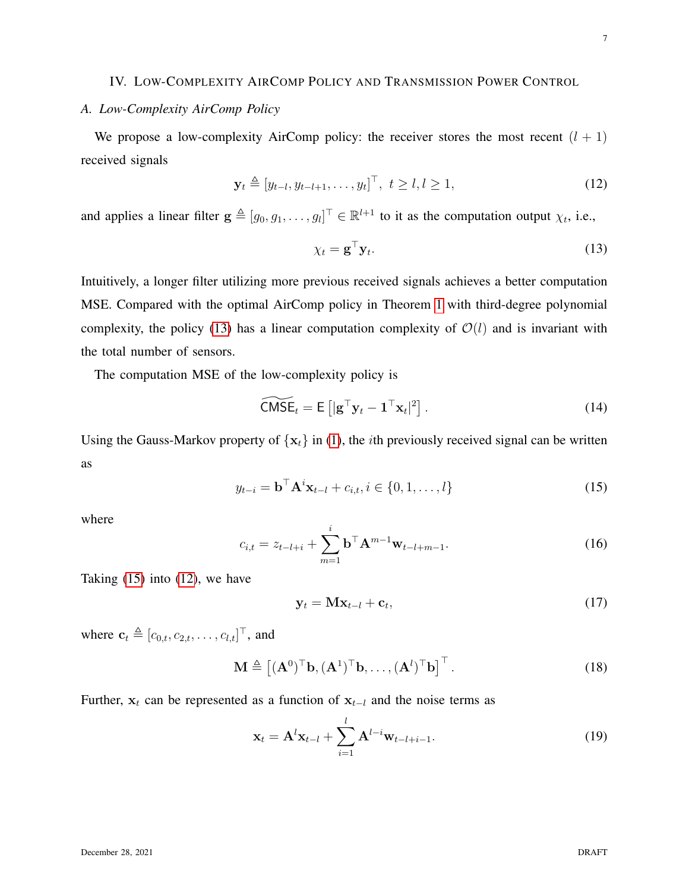## IV. Low-Complexity AirComp Policy and Transmission Power Control

### A. Low-Complexity AirComp Policy

We propose a low-complexity AirComp policy: the receiver stores the most recent $(l+1)$ received signals

$$\mathbf{y}_t \triangleq [y_{t-l}, y_{t-l+1}, \ldots, y_t]^\top, \ t \geq l, l \geq 1, \tag{12}$$

and applies a linear filter $\mathbf{g} \triangleq [g_0, g_1, \ldots, g_l]^\top \in \mathbb{R}^{l+1}$ to it as the computation output $\chi_t$, i.e.,

$$\chi_t = \mathbf{g}^\top \mathbf{y}_t. \tag{13}$$

Intuitively, a longer filter utilizing more previous received signals achieves a better computation MSE. Compared with the optimal AirComp policy in Theorem 1 with third-degree polynomial complexity, the policy (13) has a linear computation complexity of $\mathcal{O}(l)$ and is invariant with the total number of sensors.

The computation MSE of the low-complexity policy is

$$\widetilde{\mathsf{CMSE}}_t = \mathsf{E}\left[|\mathbf{g}^\top \mathbf{y}_t - \mathbf{1}^\top \mathbf{x}_t|^2\right]. \tag{14}$$

Using the Gauss-Markov property of $\{\mathbf{x}_t\}$ in (1), the $i$th previously received signal can be written as

$$y_{t-i} = \mathbf{b}^\top \mathbf{A}^i \mathbf{x}_{t-l} + c_{i,t}, i \in \{0, 1, \ldots, l\} \tag{15}$$

where

$$c_{i,t} = z_{t-l+i} + \sum_{m=1}^{i} \mathbf{b}^\top \mathbf{A}^{m-1} \mathbf{w}_{t-l+m-1}. \tag{16}$$

Taking (15) into (12), we have

$$\mathbf{y}_t = \mathbf{M}\mathbf{x}_{t-l} + \mathbf{c}_t, \tag{17}$$

where $\mathbf{c}_t \triangleq [c_{0,t}, c_{2,t}, \ldots, c_{l,t}]^\top$, and

$$\mathbf{M} \triangleq \left[(\mathbf{A}^0)^\top \mathbf{b}, (\mathbf{A}^1)^\top \mathbf{b}, \ldots, (\mathbf{A}^l)^\top \mathbf{b}\right]^\top. \tag{18}$$

Further, $\mathbf{x}_t$ can be represented as a function of $\mathbf{x}_{t-l}$ and the noise terms as

$$\mathbf{x}_t = \mathbf{A}^l \mathbf{x}_{t-l} + \sum_{i=1}^{l} \mathbf{A}^{l-i} \mathbf{w}_{t-l+i-1}. \tag{19}$$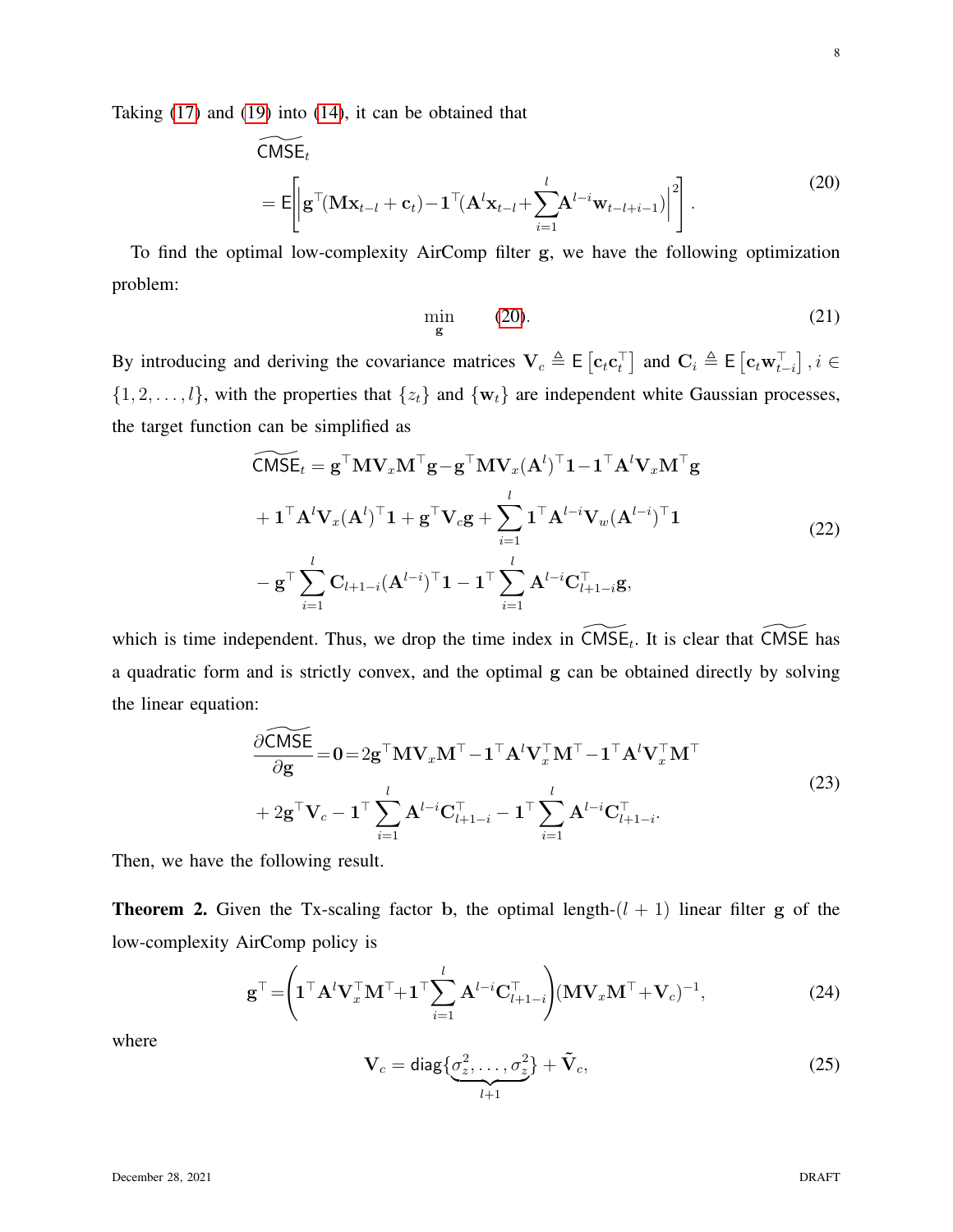Taking (17) and (19) into (14), it can be obtained that

$$
\begin{aligned}
&\widetilde{\mathsf{CMSE}}_t \\
&= \mathsf{E}\left[\left|\mathbf{g}^\top(\mathbf{M}\mathbf{x}_{t-l}+\mathbf{c}_t)-\mathbf{1}^\top(\mathbf{A}^l\mathbf{x}_{t-l}+\sum_{i=1}^{l}\mathbf{A}^{l-i}\mathbf{w}_{t-l+i-1})\right|^2\right].
\end{aligned}
\tag{20}
$$

To find the optimal low-complexity AirComp filter $\mathbf{g}$, we have the following optimization problem:

$$
\min_{\mathbf{g}} \qquad (20). \tag{21}
$$

By introducing and deriving the covariance matrices $\mathbf{V}_c \triangleq \mathsf{E}\left[\mathbf{c}_t\mathbf{c}_t^\top\right]$ and $\mathbf{C}_i \triangleq \mathsf{E}\left[\mathbf{c}_t\mathbf{w}_{t-i}^\top\right], i \in \{1,2,\ldots,l\}$, with the properties that $\{z_t\}$ and $\{\mathbf{w}_t\}$ are independent white Gaussian processes, the target function can be simplified as

$$
\begin{aligned}
\widetilde{\mathsf{CMSE}}_t &= \mathbf{g}^\top\mathbf{M}\mathbf{V}_x\mathbf{M}^\top\mathbf{g}-\mathbf{g}^\top\mathbf{M}\mathbf{V}_x(\mathbf{A}^l)^\top\mathbf{1}-\mathbf{1}^\top\mathbf{A}^l\mathbf{V}_x\mathbf{M}^\top\mathbf{g} \\
&+\mathbf{1}^\top\mathbf{A}^l\mathbf{V}_x(\mathbf{A}^l)^\top\mathbf{1}+\mathbf{g}^\top\mathbf{V}_c\mathbf{g}+\sum_{i=1}^{l}\mathbf{1}^\top\mathbf{A}^{l-i}\mathbf{V}_w(\mathbf{A}^{l-i})^\top\mathbf{1} \\
&-\mathbf{g}^\top\sum_{i=1}^{l}\mathbf{C}_{l+1-i}(\mathbf{A}^{l-i})^\top\mathbf{1}-\mathbf{1}^\top\sum_{i=1}^{l}\mathbf{A}^{l-i}\mathbf{C}_{l+1-i}^\top\mathbf{g},
\end{aligned}
\tag{22}
$$

which is time independent. Thus, we drop the time index in $\widetilde{\mathsf{CMSE}}_t$. It is clear that $\widetilde{\mathsf{CMSE}}$ has a quadratic form and is strictly convex, and the optimal $\mathbf{g}$ can be obtained directly by solving the linear equation:

$$
\begin{aligned}
\frac{\partial\widetilde{\mathsf{CMSE}}}{\partial\mathbf{g}} = \mathbf{0} &= 2\mathbf{g}^\top\mathbf{M}\mathbf{V}_x\mathbf{M}^\top-\mathbf{1}^\top\mathbf{A}^l\mathbf{V}_x^\top\mathbf{M}^\top-\mathbf{1}^\top\mathbf{A}^l\mathbf{V}_x^\top\mathbf{M}^\top \\
&+2\mathbf{g}^\top\mathbf{V}_c-\mathbf{1}^\top\sum_{i=1}^{l}\mathbf{A}^{l-i}\mathbf{C}_{l+1-i}^\top-\mathbf{1}^\top\sum_{i=1}^{l}\mathbf{A}^{l-i}\mathbf{C}_{l+1-i}^\top.
\end{aligned}
\tag{23}
$$

Then, we have the following result.

**Theorem 2.** Given the Tx-scaling factor $\mathbf{b}$, the optimal length-$(l+1)$ linear filter $\mathbf{g}$ of the low-complexity AirComp policy is

$$
\mathbf{g}^\top = \left(\mathbf{1}^\top\mathbf{A}^l\mathbf{V}_x^\top\mathbf{M}^\top+\mathbf{1}^\top\sum_{i=1}^{l}\mathbf{A}^{l-i}\mathbf{C}_{l+1-i}^\top\right)(\mathbf{M}\mathbf{V}_x\mathbf{M}^\top+\mathbf{V}_c)^{-1}, \tag{24}
$$

where

$$
\mathbf{V}_c = \mathsf{diag}\{\underbrace{\sigma_z^2,\ldots,\sigma_z^2}_{l+1}\}+\tilde{\mathbf{V}}_c, \tag{25}
$$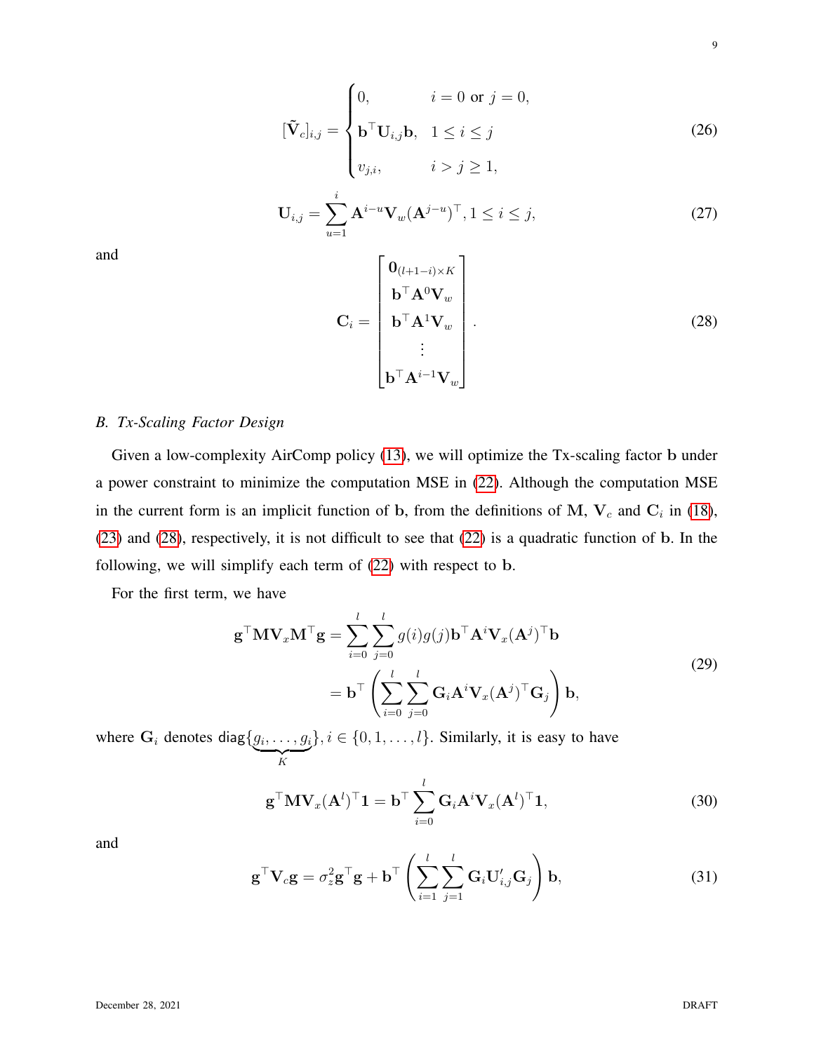$$
[\tilde{\mathbf{V}}_c]_{i,j} = \begin{cases} 0, & i = 0 \text{ or } j = 0, \\ \mathbf{b}^\top \mathbf{U}_{i,j}\mathbf{b}, & 1 \le i \le j \\ v_{j,i}, & i > j \ge 1, \end{cases} \tag{26}
$$

$$
\mathbf{U}_{i,j} = \sum_{u=1}^{i} \mathbf{A}^{i-u}\mathbf{V}_w(\mathbf{A}^{j-u})^\top, 1 \le i \le j, \tag{27}
$$

and

$$
\mathbf{C}_i = \begin{bmatrix} \mathbf{0}_{(l+1-i)\times K} \\ \mathbf{b}^\top \mathbf{A}^0 \mathbf{V}_w \\ \mathbf{b}^\top \mathbf{A}^1 \mathbf{V}_w \\ \vdots \\ \mathbf{b}^\top \mathbf{A}^{i-1} \mathbf{V}_w \end{bmatrix}. \tag{28}
$$

## *B. Tx-Scaling Factor Design*

Given a low-complexity AirComp policy (13), we will optimize the Tx-scaling factor $\mathbf{b}$ under a power constraint to minimize the computation MSE in (22). Although the computation MSE in the current form is an implicit function of $\mathbf{b}$, from the definitions of $\mathbf{M}$, $\mathbf{V}_c$ and $\mathbf{C}_i$ in (18), (23) and (28), respectively, it is not difficult to see that (22) is a quadratic function of $\mathbf{b}$. In the following, we will simplify each term of (22) with respect to $\mathbf{b}$.

For the first term, we have

$$
\begin{aligned}
\mathbf{g}^\top \mathbf{M}\mathbf{V}_x\mathbf{M}^\top \mathbf{g} &= \sum_{i=0}^{l}\sum_{j=0}^{l} g(i)g(j)\mathbf{b}^\top \mathbf{A}^i \mathbf{V}_x (\mathbf{A}^j)^\top \mathbf{b} \\
&= \mathbf{b}^\top \left( \sum_{i=0}^{l}\sum_{j=0}^{l} \mathbf{G}_i \mathbf{A}^i \mathbf{V}_x (\mathbf{A}^j)^\top \mathbf{G}_j \right) \mathbf{b},
\end{aligned} \tag{29}
$$

where $\mathbf{G}_i$ denotes diag$\{\underbrace{g_i, \ldots, g_i}_{K}\}, i \in \{0, 1, \ldots, l\}$. Similarly, it is easy to have

$$
\mathbf{g}^\top \mathbf{M}\mathbf{V}_x(\mathbf{A}^l)^\top \mathbf{1} = \mathbf{b}^\top \sum_{i=0}^{l} \mathbf{G}_i \mathbf{A}^i \mathbf{V}_x (\mathbf{A}^l)^\top \mathbf{1}, \tag{30}
$$

and

$$
\mathbf{g}^\top \mathbf{V}_c \mathbf{g} = \sigma_z^2 \mathbf{g}^\top \mathbf{g} + \mathbf{b}^\top \left( \sum_{i=1}^{l}\sum_{j=1}^{l} \mathbf{G}_i \mathbf{U}'_{i,j} \mathbf{G}_j \right) \mathbf{b}, \tag{31}
$$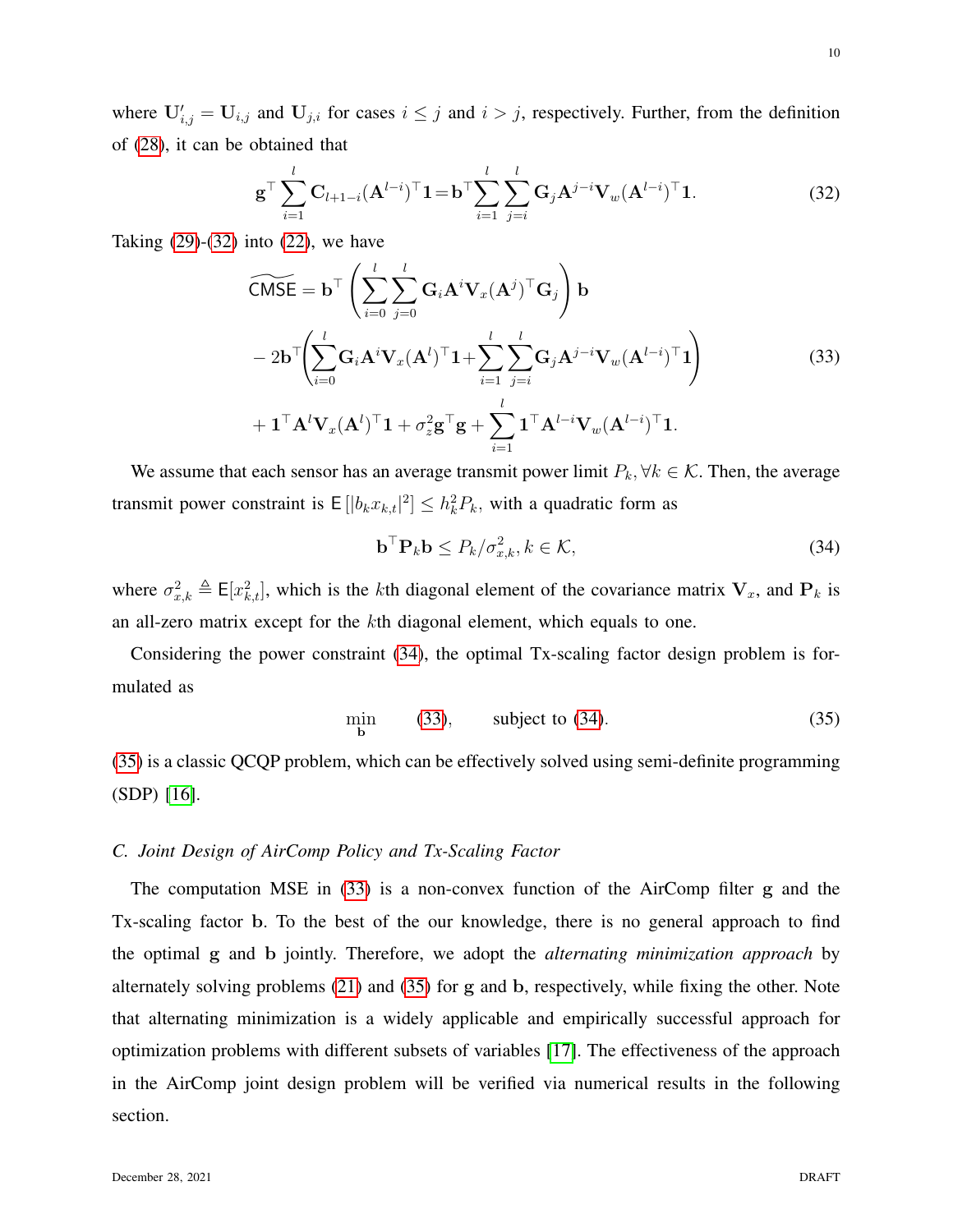where $\mathbf{U}'_{i,j} = \mathbf{U}_{i,j}$ and $\mathbf{U}_{j,i}$ for cases $i \leq j$ and $i > j$, respectively. Further, from the definition of (28), it can be obtained that

$$
\mathbf{g}^\top \sum_{i=1}^{l} \mathbf{C}_{l+1-i} (\mathbf{A}^{l-i})^\top \mathbf{1} = \mathbf{b}^\top \sum_{i=1}^{l} \sum_{j=i}^{l} \mathbf{G}_j \mathbf{A}^{j-i} \mathbf{V}_w (\mathbf{A}^{l-i})^\top \mathbf{1}. \tag{32}
$$

Taking (29)-(32) into (22), we have

$$
\begin{aligned}
\widetilde{\mathsf{CMSE}} = \mathbf{b}^\top & \left( \sum_{i=0}^{l} \sum_{j=0}^{l} \mathbf{G}_i \mathbf{A}^i \mathbf{V}_x (\mathbf{A}^j)^\top \mathbf{G}_j \right) \mathbf{b} \\
& - 2\mathbf{b}^\top \left( \sum_{i=0}^{l} \mathbf{G}_i \mathbf{A}^i \mathbf{V}_x (\mathbf{A}^l)^\top \mathbf{1} + \sum_{i=1}^{l} \sum_{j=i}^{l} \mathbf{G}_j \mathbf{A}^{j-i} \mathbf{V}_w (\mathbf{A}^{l-i})^\top \mathbf{1} \right) \\
& + \mathbf{1}^\top \mathbf{A}^l \mathbf{V}_x (\mathbf{A}^l)^\top \mathbf{1} + \sigma_z^2 \mathbf{g}^\top \mathbf{g} + \sum_{i=1}^{l} \mathbf{1}^\top \mathbf{A}^{l-i} \mathbf{V}_w (\mathbf{A}^{l-i})^\top \mathbf{1}.
\end{aligned} \tag{33}
$$

We assume that each sensor has an average transmit power limit $P_k, \forall k \in \mathcal{K}$. Then, the average transmit power constraint is $\mathsf{E}\left[|b_k x_{k,t}|^2\right] \leq h_k^2 P_k$, with a quadratic form as

$$
\mathbf{b}^\top \mathbf{P}_k \mathbf{b} \leq P_k / \sigma_{x,k}^2, k \in \mathcal{K}, \tag{34}
$$

where $\sigma_{x,k}^2 \triangleq \mathsf{E}[x_{k,t}^2]$, which is the $k$th diagonal element of the covariance matrix $\mathbf{V}_x$, and $\mathbf{P}_k$ is an all-zero matrix except for the $k$th diagonal element, which equals to one.

Considering the power constraint (34), the optimal Tx-scaling factor design problem is formulated as

$$
\min_{\mathbf{b}} \qquad (33), \qquad \text{subject to } (34). \tag{35}
$$

(35) is a classic QCQP problem, which can be effectively solved using semi-definite programming (SDP) [16].

### *C. Joint Design of AirComp Policy and Tx-Scaling Factor*

The computation MSE in (33) is a non-convex function of the AirComp filter $\mathbf{g}$ and the Tx-scaling factor $\mathbf{b}$. To the best of the our knowledge, there is no general approach to find the optimal $\mathbf{g}$ and $\mathbf{b}$ jointly. Therefore, we adopt the *alternating minimization approach* by alternately solving problems (21) and (35) for $\mathbf{g}$ and $\mathbf{b}$, respectively, while fixing the other. Note that alternating minimization is a widely applicable and empirically successful approach for optimization problems with different subsets of variables [17]. The effectiveness of the approach in the AirComp joint design problem will be verified via numerical results in the following section.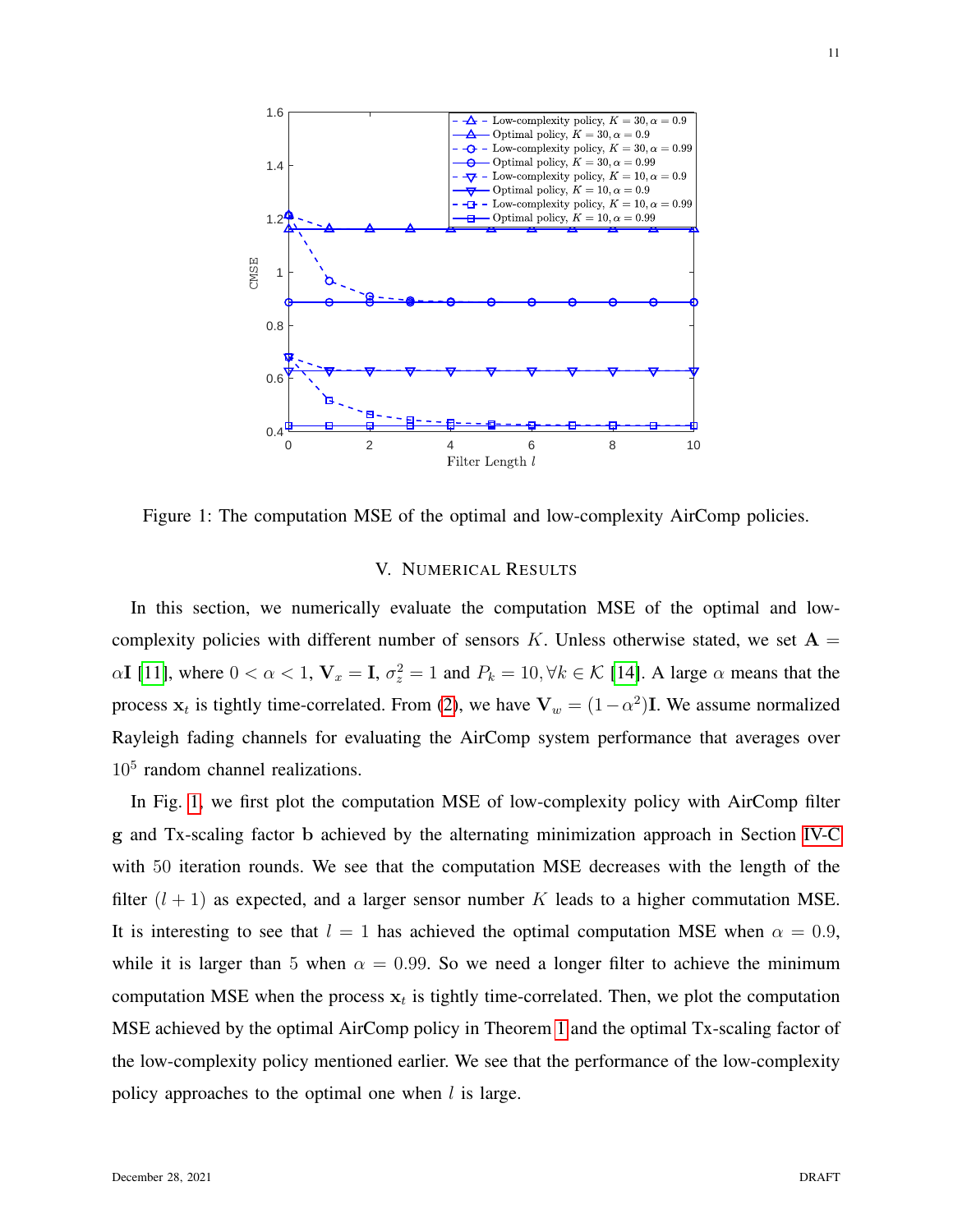Figure 1: The computation MSE of the optimal and low-complexity AirComp policies.

## V. NUMERICAL RESULTS

In this section, we numerically evaluate the computation MSE of the optimal and low-complexity policies with different number of sensors $K$. Unless otherwise stated, we set $\mathbf{A} = \alpha\mathbf{I}$ [11], where $0 < \alpha < 1$, $\mathbf{V}_x = \mathbf{I}$, $\sigma_z^2 = 1$ and $P_k = 10, \forall k \in \mathcal{K}$ [14]. A large $\alpha$ means that the process $\mathbf{x}_t$ is tightly time-correlated. From (2), we have $\mathbf{V}_w = (1-\alpha^2)\mathbf{I}$. We assume normalized Rayleigh fading channels for evaluating the AirComp system performance that averages over $10^5$ random channel realizations.

In Fig. 1, we first plot the computation MSE of low-complexity policy with AirComp filter $\mathbf{g}$ and Tx-scaling factor $\mathbf{b}$ achieved by the alternating minimization approach in Section IV-C with 50 iteration rounds. We see that the computation MSE decreases with the length of the filter $(l+1)$ as expected, and a larger sensor number $K$ leads to a higher commutation MSE. It is interesting to see that $l = 1$ has achieved the optimal computation MSE when $\alpha = 0.9$, while it is larger than 5 when $\alpha = 0.99$. So we need a longer filter to achieve the minimum computation MSE when the process $\mathbf{x}_t$ is tightly time-correlated. Then, we plot the computation MSE achieved by the optimal AirComp policy in Theorem 1 and the optimal Tx-scaling factor of the low-complexity policy mentioned earlier. We see that the performance of the low-complexity policy approaches to the optimal one when $l$ is large.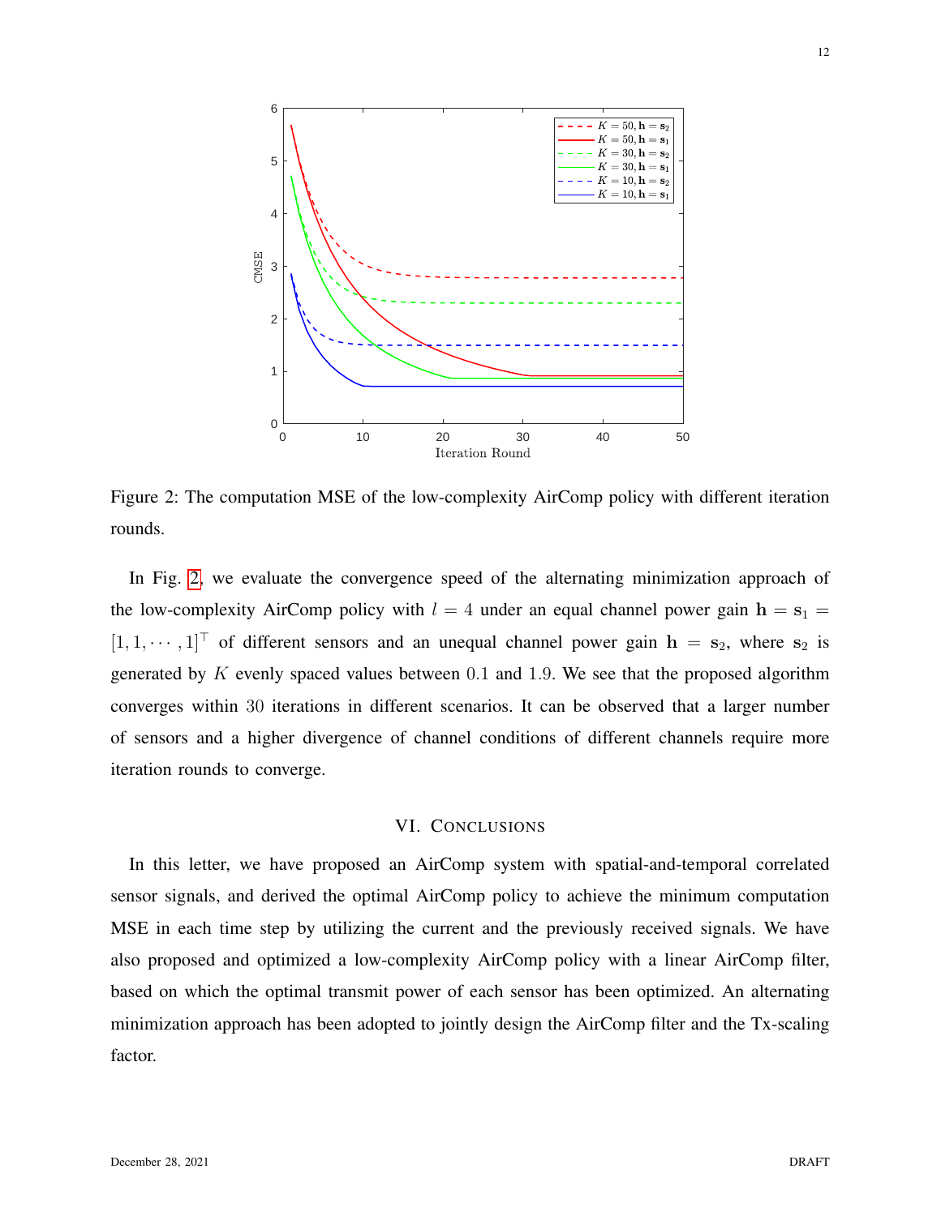Figure 2: The computation MSE of the low-complexity AirComp policy with different iteration rounds.

In Fig. 2, we evaluate the convergence speed of the alternating minimization approach of the low-complexity AirComp policy with $l = 4$ under an equal channel power gain $\mathbf{h} = \mathbf{s}_1 = [1, 1, \cdots, 1]^\top$ of different sensors and an unequal channel power gain $\mathbf{h} = \mathbf{s}_2$, where $\mathbf{s}_2$ is generated by $K$ evenly spaced values between $0.1$ and $1.9$. We see that the proposed algorithm converges within $30$ iterations in different scenarios. It can be observed that a larger number of sensors and a higher divergence of channel conditions of different channels require more iteration rounds to converge.

## VI. Conclusions

In this letter, we have proposed an AirComp system with spatial-and-temporal correlated sensor signals, and derived the optimal AirComp policy to achieve the minimum computation MSE in each time step by utilizing the current and the previously received signals. We have also proposed and optimized a low-complexity AirComp policy with a linear AirComp filter, based on which the optimal transmit power of each sensor has been optimized. An alternating minimization approach has been adopted to jointly design the AirComp filter and the Tx-scaling factor.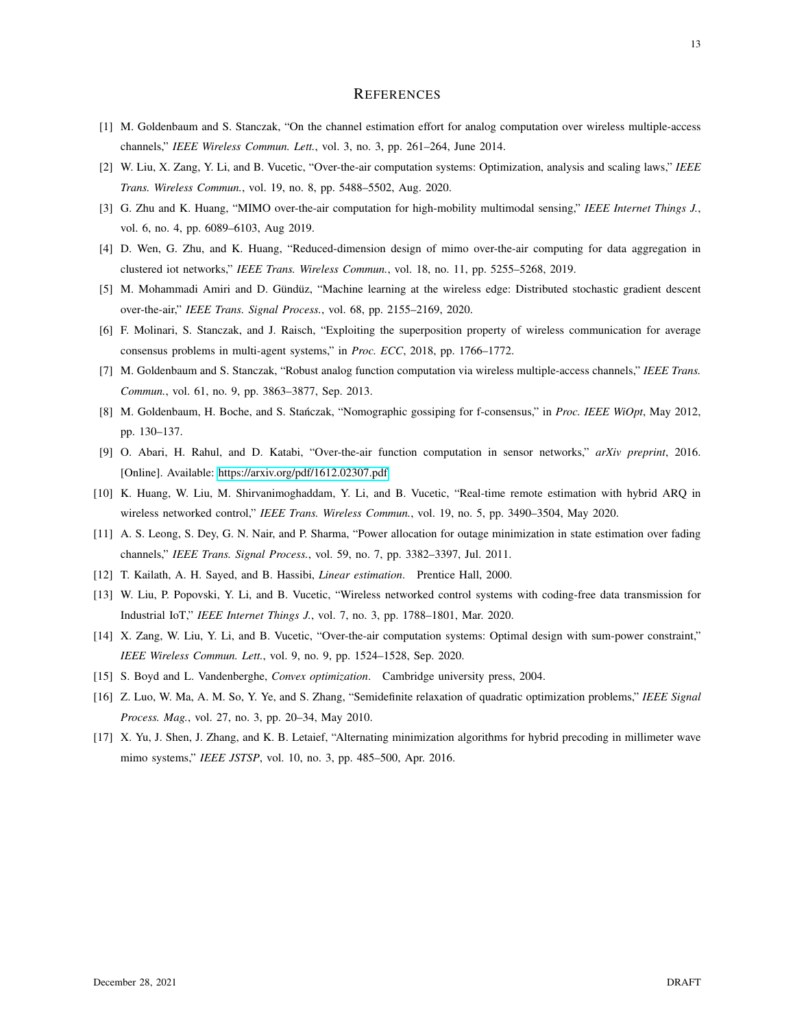# REFERENCES

[1] M. Goldenbaum and S. Stanczak, "On the channel estimation effort for analog computation over wireless multiple-access channels," *IEEE Wireless Commun. Lett.*, vol. 3, no. 3, pp. 261–264, June 2014.

[2] W. Liu, X. Zang, Y. Li, and B. Vucetic, "Over-the-air computation systems: Optimization, analysis and scaling laws," *IEEE Trans. Wireless Commun.*, vol. 19, no. 8, pp. 5488–5502, Aug. 2020.

[3] G. Zhu and K. Huang, "MIMO over-the-air computation for high-mobility multimodal sensing," *IEEE Internet Things J.*, vol. 6, no. 4, pp. 6089–6103, Aug 2019.

[4] D. Wen, G. Zhu, and K. Huang, "Reduced-dimension design of mimo over-the-air computing for data aggregation in clustered iot networks," *IEEE Trans. Wireless Commun.*, vol. 18, no. 11, pp. 5255–5268, 2019.

[5] M. Mohammadi Amiri and D. Gündüz, "Machine learning at the wireless edge: Distributed stochastic gradient descent over-the-air," *IEEE Trans. Signal Process.*, vol. 68, pp. 2155–2169, 2020.

[6] F. Molinari, S. Stanczak, and J. Raisch, "Exploiting the superposition property of wireless communication for average consensus problems in multi-agent systems," in *Proc. ECC*, 2018, pp. 1766–1772.

[7] M. Goldenbaum and S. Stanczak, "Robust analog function computation via wireless multiple-access channels," *IEEE Trans. Commun.*, vol. 61, no. 9, pp. 3863–3877, Sep. 2013.

[8] M. Goldenbaum, H. Boche, and S. Stańczak, "Nomographic gossiping for f-consensus," in *Proc. IEEE WiOpt*, May 2012, pp. 130–137.

[9] O. Abari, H. Rahul, and D. Katabi, "Over-the-air function computation in sensor networks," *arXiv preprint*, 2016. [Online]. Available: https://arxiv.org/pdf/1612.02307.pdf

[10] K. Huang, W. Liu, M. Shirvanimoghaddam, Y. Li, and B. Vucetic, "Real-time remote estimation with hybrid ARQ in wireless networked control," *IEEE Trans. Wireless Commun.*, vol. 19, no. 5, pp. 3490–3504, May 2020.

[11] A. S. Leong, S. Dey, G. N. Nair, and P. Sharma, "Power allocation for outage minimization in state estimation over fading channels," *IEEE Trans. Signal Process.*, vol. 59, no. 7, pp. 3382–3397, Jul. 2011.

[12] T. Kailath, A. H. Sayed, and B. Hassibi, *Linear estimation*. Prentice Hall, 2000.

[13] W. Liu, P. Popovski, Y. Li, and B. Vucetic, "Wireless networked control systems with coding-free data transmission for Industrial IoT," *IEEE Internet Things J.*, vol. 7, no. 3, pp. 1788–1801, Mar. 2020.

[14] X. Zang, W. Liu, Y. Li, and B. Vucetic, "Over-the-air computation systems: Optimal design with sum-power constraint," *IEEE Wireless Commun. Lett.*, vol. 9, no. 9, pp. 1524–1528, Sep. 2020.

[15] S. Boyd and L. Vandenberghe, *Convex optimization*. Cambridge university press, 2004.

[16] Z. Luo, W. Ma, A. M. So, Y. Ye, and S. Zhang, "Semidefinite relaxation of quadratic optimization problems," *IEEE Signal Process. Mag.*, vol. 27, no. 3, pp. 20–34, May 2010.

[17] X. Yu, J. Shen, J. Zhang, and K. B. Letaief, "Alternating minimization algorithms for hybrid precoding in millimeter wave mimo systems," *IEEE JSTSP*, vol. 10, no. 3, pp. 485–500, Apr. 2016.